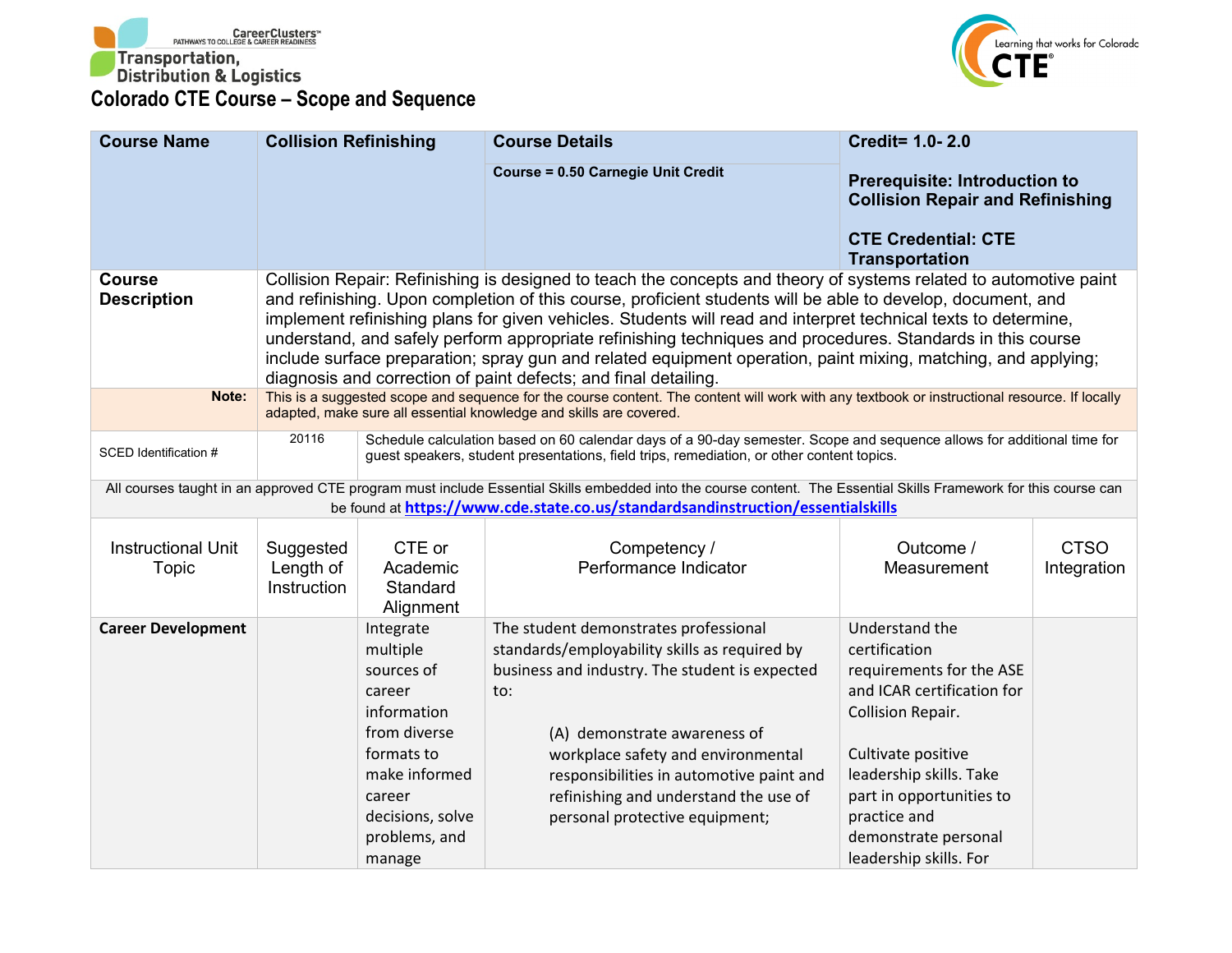CareerClusters™ PATHWAYS TO COLLEGE & CAREER READINESS

Transportation, Distribution & Logistics

Learning that works for Colorado CTE

# Colorado CTE Course – Scope and Sequence

| Course Name | Collision Refinishing | Course Details | Credit= 1.0- 2.0 |
|---|---|---|---|
| | | Course = 0.50 Carnegie Unit Credit | Prerequisite: Introduction to Collision Repair and Refinishing<br><br>CTE Credential: CTE Transportation |
| **Course Description** | Collision Repair: Refinishing is designed to teach the concepts and theory of systems related to automotive paint and refinishing. Upon completion of this course, proficient students will be able to develop, document, and implement refinishing plans for given vehicles. Students will read and interpret technical texts to determine, understand, and safely perform appropriate refinishing techniques and procedures. Standards in this course include surface preparation; spray gun and related equipment operation, paint mixing, matching, and applying; diagnosis and correction of paint defects; and final detailing. | | |
| **Note:** | This is a suggested scope and sequence for the course content. The content will work with any textbook or instructional resource. If locally adapted, make sure all essential knowledge and skills are covered. | | |
| SCED Identification # | 20116 | Schedule calculation based on 60 calendar days of a 90-day semester. Scope and sequence allows for additional time for guest speakers, student presentations, field trips, remediation, or other content topics. | |

All courses taught in an approved CTE program must include Essential Skills embedded into the course content. The Essential Skills Framework for this course can be found at https://www.cde.state.co.us/standardsandinstruction/essentialskills

| Instructional Unit Topic | Suggested Length of Instruction | CTE or Academic Standard Alignment | Competency / Performance Indicator | Outcome / Measurement | CTSO Integration |
|---|---|---|---|---|---|
| **Career Development** | | Integrate multiple sources of career information from diverse formats to make informed career decisions, solve problems, and manage | The student demonstrates professional standards/employability skills as required by business and industry. The student is expected to:<br><br>(A) demonstrate awareness of workplace safety and environmental responsibilities in automotive paint and refinishing and understand the use of personal protective equipment; | Understand the certification requirements for the ASE and ICAR certification for Collision Repair.<br><br>Cultivate positive leadership skills. Take part in opportunities to practice and demonstrate personal leadership skills. For | |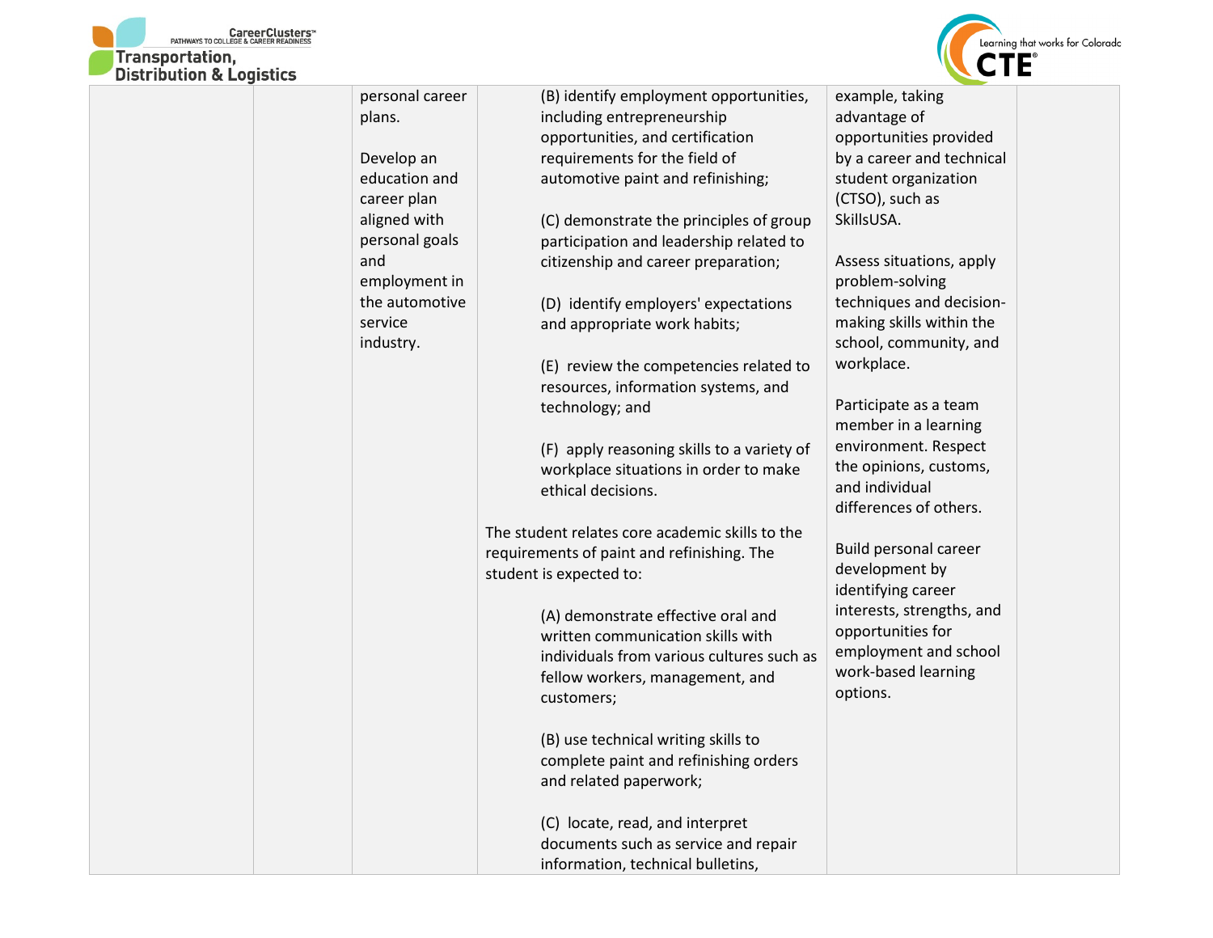| | | | | | |
|---|---|---|---|---|---|
| | | personal career plans.<br><br>Develop an education and career plan aligned with personal goals and employment in the automotive service industry. | (B) identify employment opportunities, including entrepreneurship opportunities, and certification requirements for the field of automotive paint and refinishing;<br><br>(C) demonstrate the principles of group participation and leadership related to citizenship and career preparation;<br><br>(D) identify employers' expectations and appropriate work habits;<br><br>(E) review the competencies related to resources, information systems, and technology; and<br><br>(F) apply reasoning skills to a variety of workplace situations in order to make ethical decisions.<br><br>The student relates core academic skills to the requirements of paint and refinishing. The student is expected to:<br><br>(A) demonstrate effective oral and written communication skills with individuals from various cultures such as fellow workers, management, and customers;<br><br>(B) use technical writing skills to complete paint and refinishing orders and related paperwork;<br><br>(C) locate, read, and interpret documents such as service and repair information, technical bulletins, | example, taking advantage of opportunities provided by a career and technical student organization (CTSO), such as SkillsUSA.<br><br>Assess situations, apply problem-solving techniques and decision-making skills within the school, community, and workplace.<br><br>Participate as a team member in a learning environment. Respect the opinions, customs, and individual differences of others.<br><br>Build personal career development by identifying career interests, strengths, and opportunities for employment and school work-based learning options. | |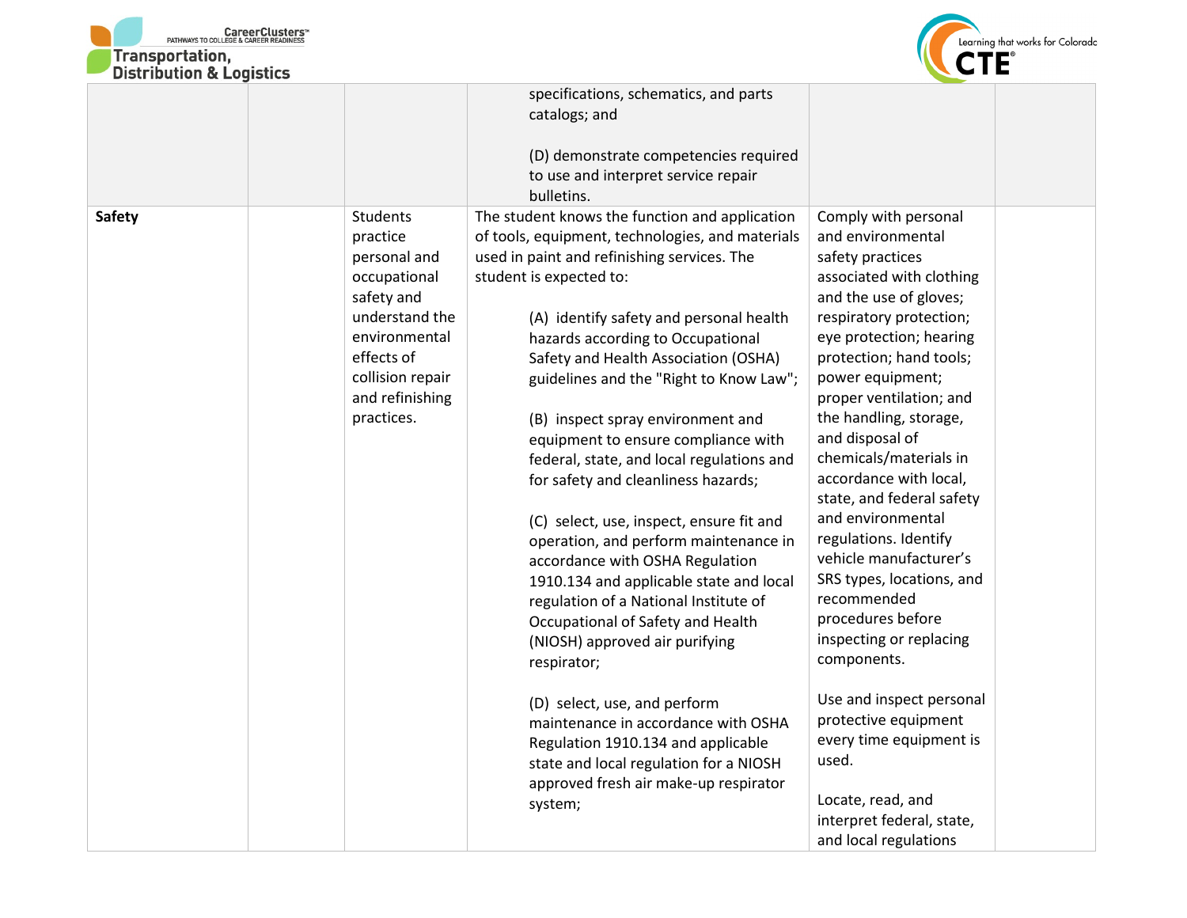| | | | | | |
|---|---|---|---|---|---|
| | | | specifications, schematics, and parts catalogs; and<br><br>(D) demonstrate competencies required to use and interpret service repair bulletins. | | |
| **Safety** | | Students practice personal and occupational safety and understand the environmental effects of collision repair and refinishing practices. | The student knows the function and application of tools, equipment, technologies, and materials used in paint and refinishing services. The student is expected to:<br><br>(A) identify safety and personal health hazards according to Occupational Safety and Health Association (OSHA) guidelines and the "Right to Know Law";<br><br>(B) inspect spray environment and equipment to ensure compliance with federal, state, and local regulations and for safety and cleanliness hazards;<br><br>(C) select, use, inspect, ensure fit and operation, and perform maintenance in accordance with OSHA Regulation 1910.134 and applicable state and local regulation of a National Institute of Occupational of Safety and Health (NIOSH) approved air purifying respirator;<br><br>(D) select, use, and perform maintenance in accordance with OSHA Regulation 1910.134 and applicable state and local regulation for a NIOSH approved fresh air make-up respirator system; | Comply with personal and environmental safety practices associated with clothing and the use of gloves; respiratory protection; eye protection; hearing protection; hand tools; power equipment; proper ventilation; and the handling, storage, and disposal of chemicals/materials in accordance with local, state, and federal safety and environmental regulations. Identify vehicle manufacturer's SRS types, locations, and recommended procedures before inspecting or replacing components.<br><br>Use and inspect personal protective equipment every time equipment is used.<br><br>Locate, read, and interpret federal, state, and local regulations | |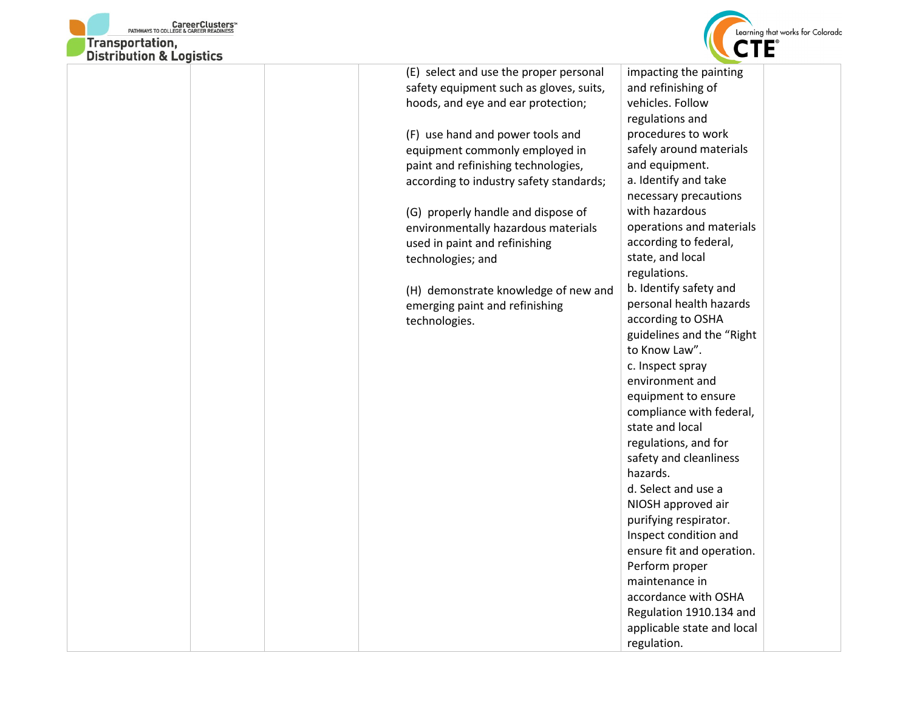|  |  |  |  |  |  |
|---|---|---|---|---|---|
|  |  |  | (E) select and use the proper personal safety equipment such as gloves, suits, hoods, and eye and ear protection;<br><br>(F) use hand and power tools and equipment commonly employed in paint and refinishing technologies, according to industry safety standards;<br><br>(G) properly handle and dispose of environmentally hazardous materials used in paint and refinishing technologies; and<br><br>(H) demonstrate knowledge of new and emerging paint and refinishing technologies. | impacting the painting and refinishing of vehicles. Follow regulations and procedures to work safely around materials and equipment.<br>a. Identify and take necessary precautions with hazardous operations and materials according to federal, state, and local regulations.<br>b. Identify safety and personal health hazards according to OSHA guidelines and the "Right to Know Law".<br>c. Inspect spray environment and equipment to ensure compliance with federal, state and local regulations, and for safety and cleanliness hazards.<br>d. Select and use a NIOSH approved air purifying respirator. Inspect condition and ensure fit and operation. Perform proper maintenance in accordance with OSHA Regulation 1910.134 and applicable state and local regulation. |  |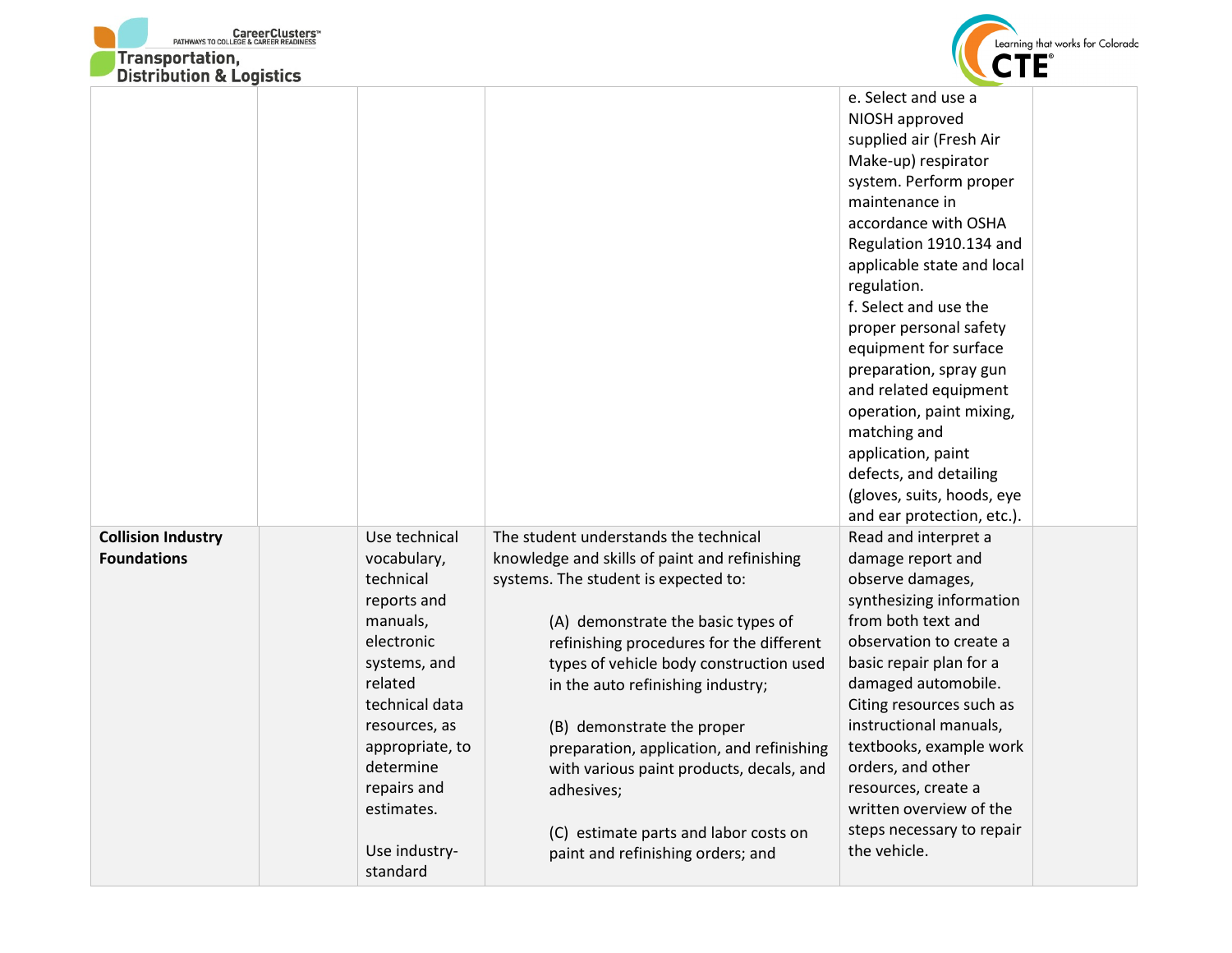| | | | | | |
|---|---|---|---|---|---|
| | | | | e. Select and use a NIOSH approved supplied air (Fresh Air Make-up) respirator system. Perform proper maintenance in accordance with OSHA Regulation 1910.134 and applicable state and local regulation.<br>f. Select and use the proper personal safety equipment for surface preparation, spray gun and related equipment operation, paint mixing, matching and application, paint defects, and detailing (gloves, suits, hoods, eye and ear protection, etc.). | |
| **Collision Industry Foundations** | | Use technical vocabulary, technical reports and manuals, electronic systems, and related technical data resources, as appropriate, to determine repairs and estimates.<br><br>Use industry-standard | The student understands the technical knowledge and skills of paint and refinishing systems. The student is expected to:<br><br>(A) demonstrate the basic types of refinishing procedures for the different types of vehicle body construction used in the auto refinishing industry;<br><br>(B) demonstrate the proper preparation, application, and refinishing with various paint products, decals, and adhesives;<br><br>(C) estimate parts and labor costs on paint and refinishing orders; and | Read and interpret a damage report and observe damages, synthesizing information from both text and observation to create a basic repair plan for a damaged automobile. Citing resources such as instructional manuals, textbooks, example work orders, and other resources, create a written overview of the steps necessary to repair the vehicle. | |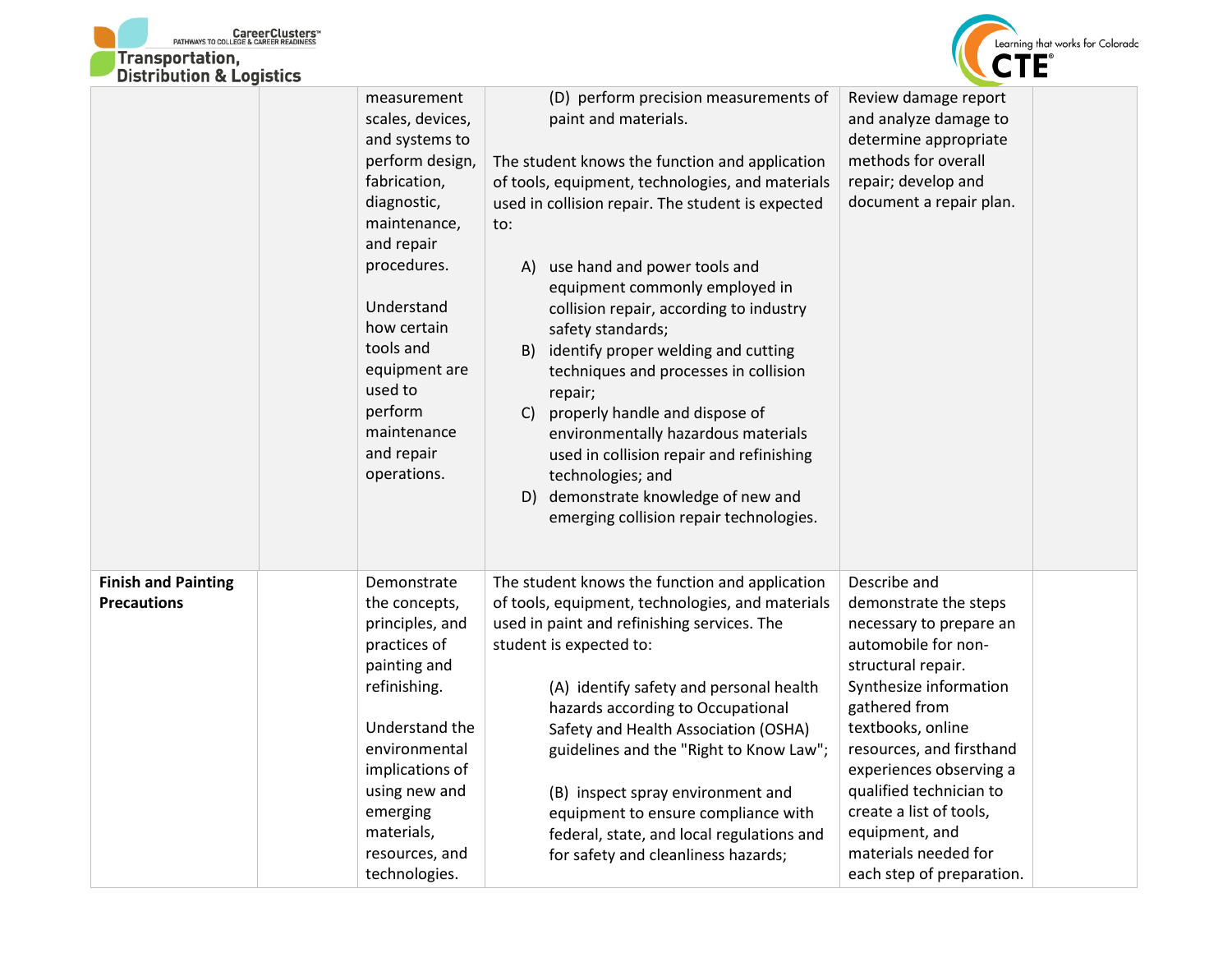| | | | | | |
|---|---|---|---|---|---|
| | | measurement scales, devices, and systems to perform design, fabrication, diagnostic, maintenance, and repair procedures.<br><br>Understand how certain tools and equipment are used to perform maintenance and repair operations. | (D) perform precision measurements of paint and materials.<br><br>The student knows the function and application of tools, equipment, technologies, and materials used in collision repair. The student is expected to:<br><br>A) use hand and power tools and equipment commonly employed in collision repair, according to industry safety standards;<br>B) identify proper welding and cutting techniques and processes in collision repair;<br>C) properly handle and dispose of environmentally hazardous materials used in collision repair and refinishing technologies; and<br>D) demonstrate knowledge of new and emerging collision repair technologies. | Review damage report and analyze damage to determine appropriate methods for overall repair; develop and document a repair plan. | |
| **Finish and Painting Precautions** | | Demonstrate the concepts, principles, and practices of painting and refinishing.<br><br>Understand the environmental implications of using new and emerging materials, resources, and technologies. | The student knows the function and application of tools, equipment, technologies, and materials used in paint and refinishing services. The student is expected to:<br><br>(A) identify safety and personal health hazards according to Occupational Safety and Health Association (OSHA) guidelines and the "Right to Know Law";<br><br>(B) inspect spray environment and equipment to ensure compliance with federal, state, and local regulations and for safety and cleanliness hazards; | Describe and demonstrate the steps necessary to prepare an automobile for non-structural repair. Synthesize information gathered from textbooks, online resources, and firsthand experiences observing a qualified technician to create a list of tools, equipment, and materials needed for each step of preparation. | |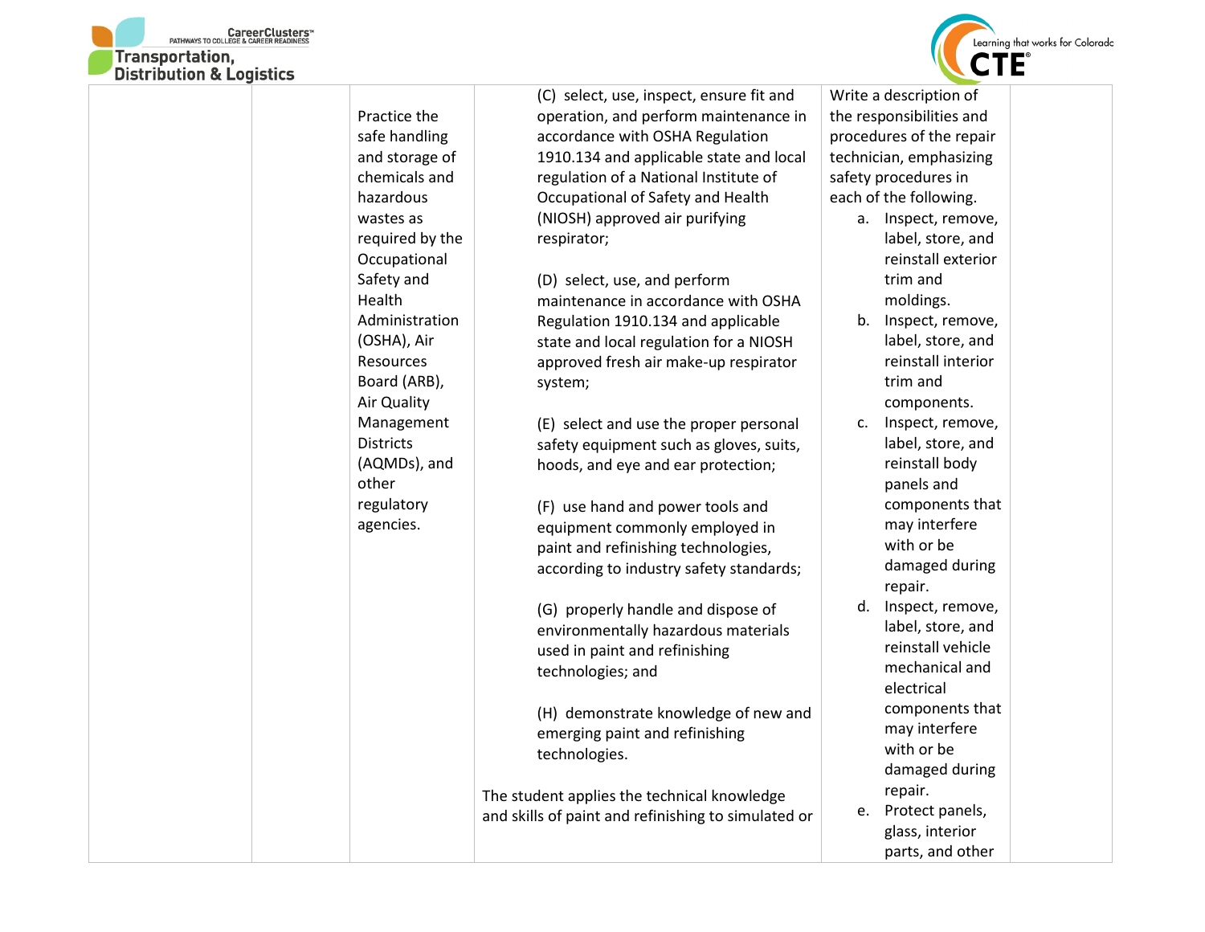| | | | | | |
|---|---|---|---|---|---|
| | | Practice the safe handling and storage of chemicals and hazardous wastes as required by the Occupational Safety and Health Administration (OSHA), Air Resources Board (ARB), Air Quality Management Districts (AQMDs), and other regulatory agencies. | (C) select, use, inspect, ensure fit and operation, and perform maintenance in accordance with OSHA Regulation 1910.134 and applicable state and local regulation of a National Institute of Occupational of Safety and Health (NIOSH) approved air purifying respirator;<br><br>(D) select, use, and perform maintenance in accordance with OSHA Regulation 1910.134 and applicable state and local regulation for a NIOSH approved fresh air make-up respirator system;<br><br>(E) select and use the proper personal safety equipment such as gloves, suits, hoods, and eye and ear protection;<br><br>(F) use hand and power tools and equipment commonly employed in paint and refinishing technologies, according to industry safety standards;<br><br>(G) properly handle and dispose of environmentally hazardous materials used in paint and refinishing technologies; and<br><br>(H) demonstrate knowledge of new and emerging paint and refinishing technologies.<br><br>The student applies the technical knowledge and skills of paint and refinishing to simulated or | Write a description of the responsibilities and procedures of the repair technician, emphasizing safety procedures in each of the following.<br>a. Inspect, remove, label, store, and reinstall exterior trim and moldings.<br>b. Inspect, remove, label, store, and reinstall interior trim and components.<br>c. Inspect, remove, label, store, and reinstall body panels and components that may interfere with or be damaged during repair.<br>d. Inspect, remove, label, store, and reinstall vehicle mechanical and electrical components that may interfere with or be damaged during repair.<br>e. Protect panels, glass, interior parts, and other | |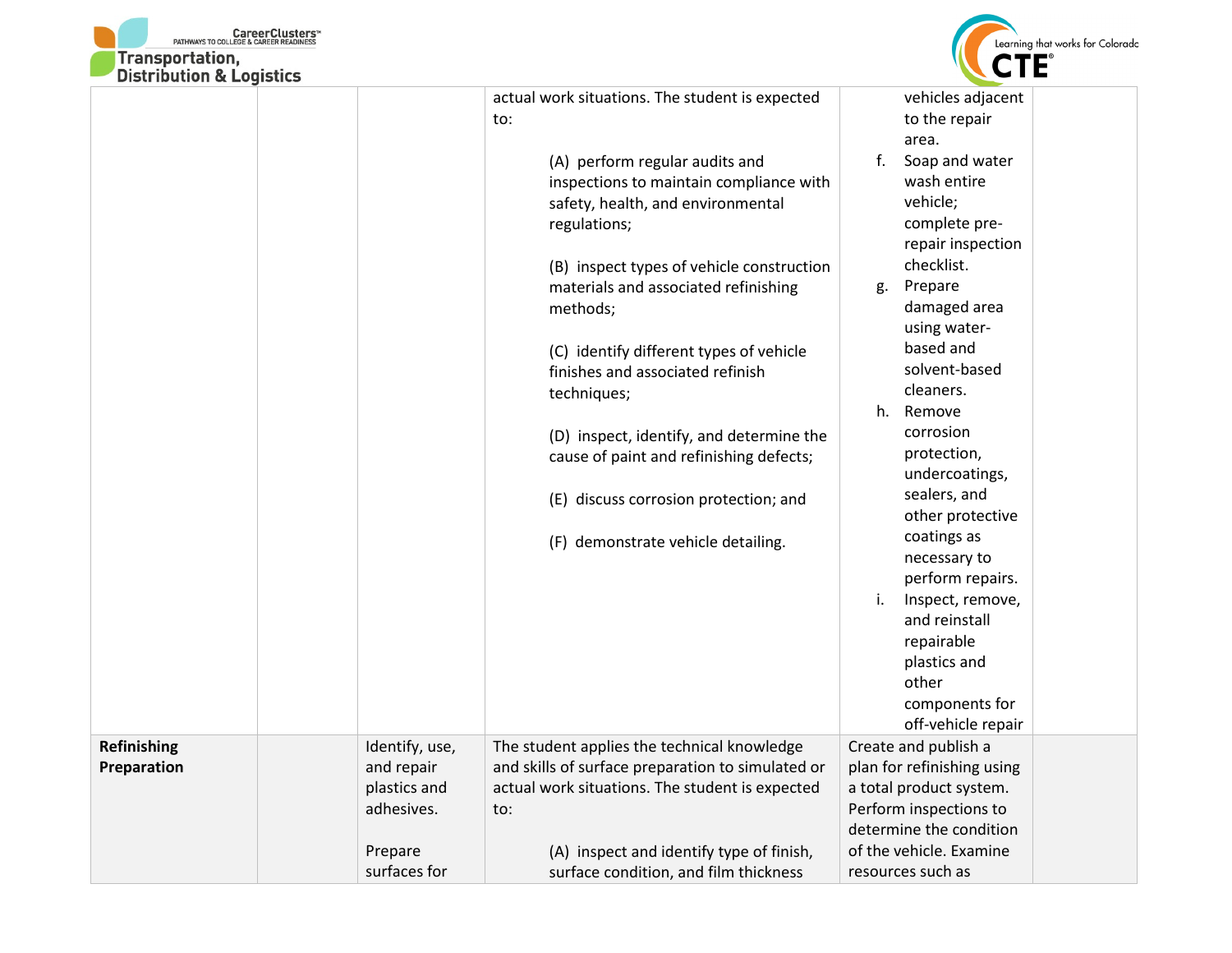| | | | | | |
|---|---|---|---|---|---|
| | | | actual work situations. The student is expected to:<br><br>(A) perform regular audits and inspections to maintain compliance with safety, health, and environmental regulations;<br><br>(B) inspect types of vehicle construction materials and associated refinishing methods;<br><br>(C) identify different types of vehicle finishes and associated refinish techniques;<br><br>(D) inspect, identify, and determine the cause of paint and refinishing defects;<br><br>(E) discuss corrosion protection; and<br><br>(F) demonstrate vehicle detailing. | vehicles adjacent to the repair area.<br>f. Soap and water wash entire vehicle; complete pre-repair inspection checklist.<br>g. Prepare damaged area using water-based and solvent-based cleaners.<br>h. Remove corrosion protection, undercoatings, sealers, and other protective coatings as necessary to perform repairs.<br>i. Inspect, remove, and reinstall repairable plastics and other components for off-vehicle repair | |
| **Refinishing Preparation** | | Identify, use, and repair plastics and adhesives.<br><br>Prepare surfaces for | The student applies the technical knowledge and skills of surface preparation to simulated or actual work situations. The student is expected to:<br><br>(A) inspect and identify type of finish, surface condition, and film thickness | Create and publish a plan for refinishing using a total product system. Perform inspections to determine the condition of the vehicle. Examine resources such as | |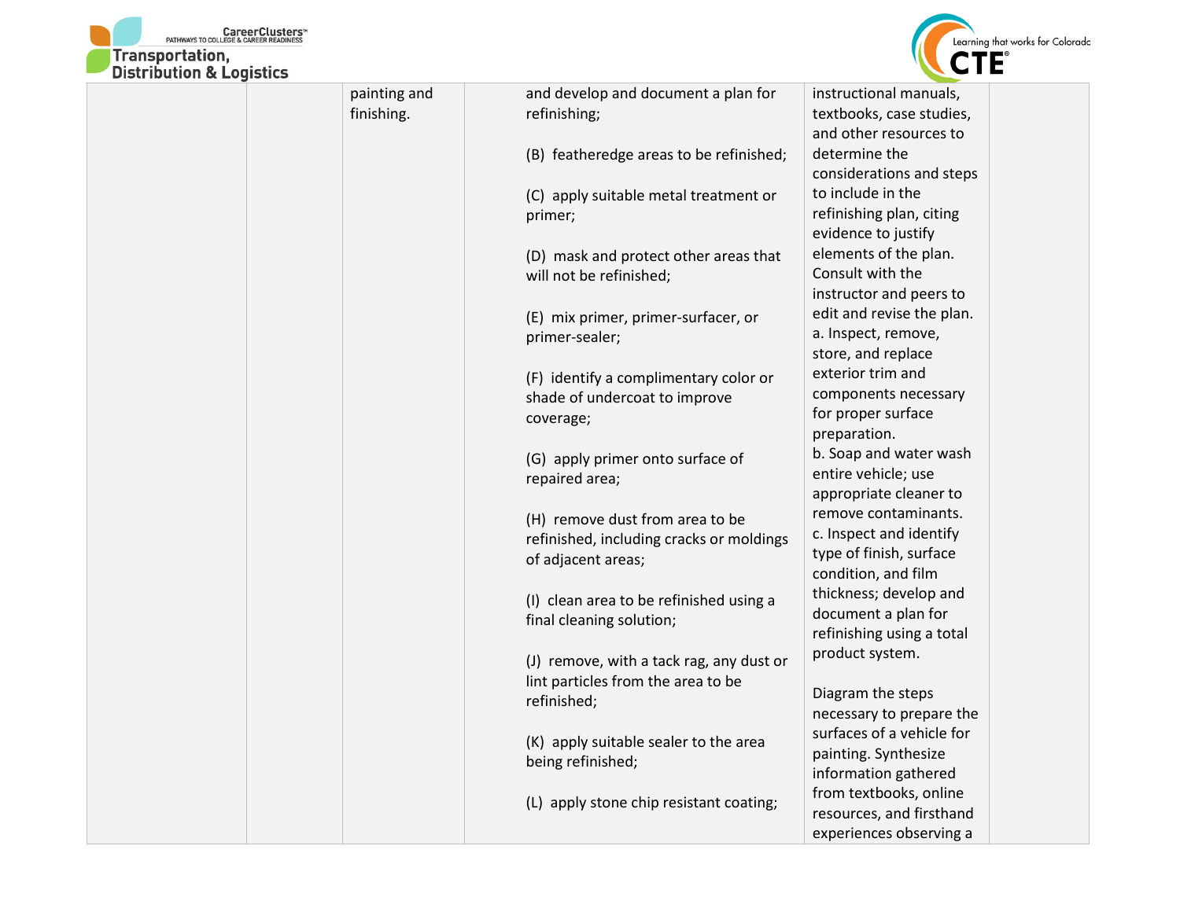|  |  |  |  |  |  |
|---|---|---|---|---|---|
|  |  | painting and finishing. | and develop and document a plan for refinishing;<br><br>(B) featheredge areas to be refinished;<br><br>(C) apply suitable metal treatment or primer;<br><br>(D) mask and protect other areas that will not be refinished;<br><br>(E) mix primer, primer-surfacer, or primer-sealer;<br><br>(F) identify a complimentary color or shade of undercoat to improve coverage;<br><br>(G) apply primer onto surface of repaired area;<br><br>(H) remove dust from area to be refinished, including cracks or moldings of adjacent areas;<br><br>(I) clean area to be refinished using a final cleaning solution;<br><br>(J) remove, with a tack rag, any dust or lint particles from the area to be refinished;<br><br>(K) apply suitable sealer to the area being refinished;<br><br>(L) apply stone chip resistant coating; | instructional manuals, textbooks, case studies, and other resources to determine the considerations and steps to include in the refinishing plan, citing evidence to justify elements of the plan. Consult with the instructor and peers to edit and revise the plan.<br>a. Inspect, remove, store, and replace exterior trim and components necessary for proper surface preparation.<br>b. Soap and water wash entire vehicle; use appropriate cleaner to remove contaminants.<br>c. Inspect and identify type of finish, surface condition, and film thickness; develop and document a plan for refinishing using a total product system.<br><br>Diagram the steps necessary to prepare the surfaces of a vehicle for painting. Synthesize information gathered from textbooks, online resources, and firsthand experiences observing a |  |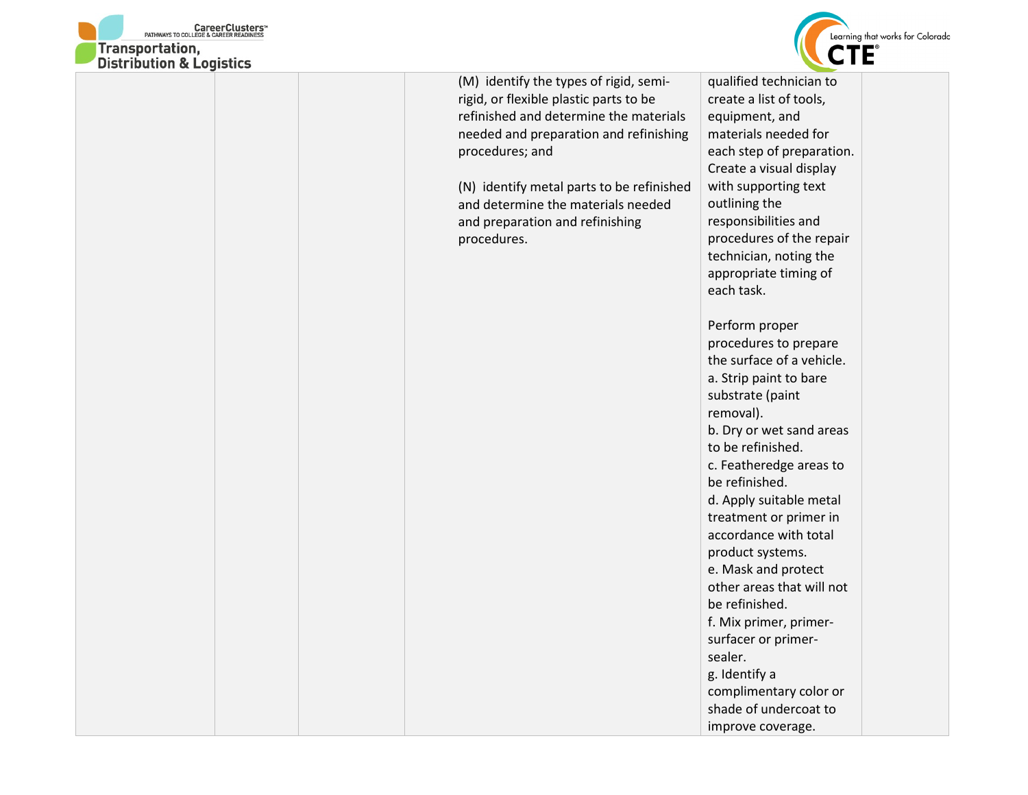| | | | | | |
|---|---|---|---|---|---|
| | | | (M) identify the types of rigid, semi-rigid, or flexible plastic parts to be refinished and determine the materials needed and preparation and refinishing procedures; and<br><br>(N) identify metal parts to be refinished and determine the materials needed and preparation and refinishing procedures. | qualified technician to create a list of tools, equipment, and materials needed for each step of preparation. Create a visual display with supporting text outlining the responsibilities and procedures of the repair technician, noting the appropriate timing of each task.<br><br>Perform proper procedures to prepare the surface of a vehicle.<br>a. Strip paint to bare substrate (paint removal).<br>b. Dry or wet sand areas to be refinished.<br>c. Featheredge areas to be refinished.<br>d. Apply suitable metal treatment or primer in accordance with total product systems.<br>e. Mask and protect other areas that will not be refinished.<br>f. Mix primer, primer-surfacer or primer-sealer.<br>g. Identify a complimentary color or shade of undercoat to improve coverage. | |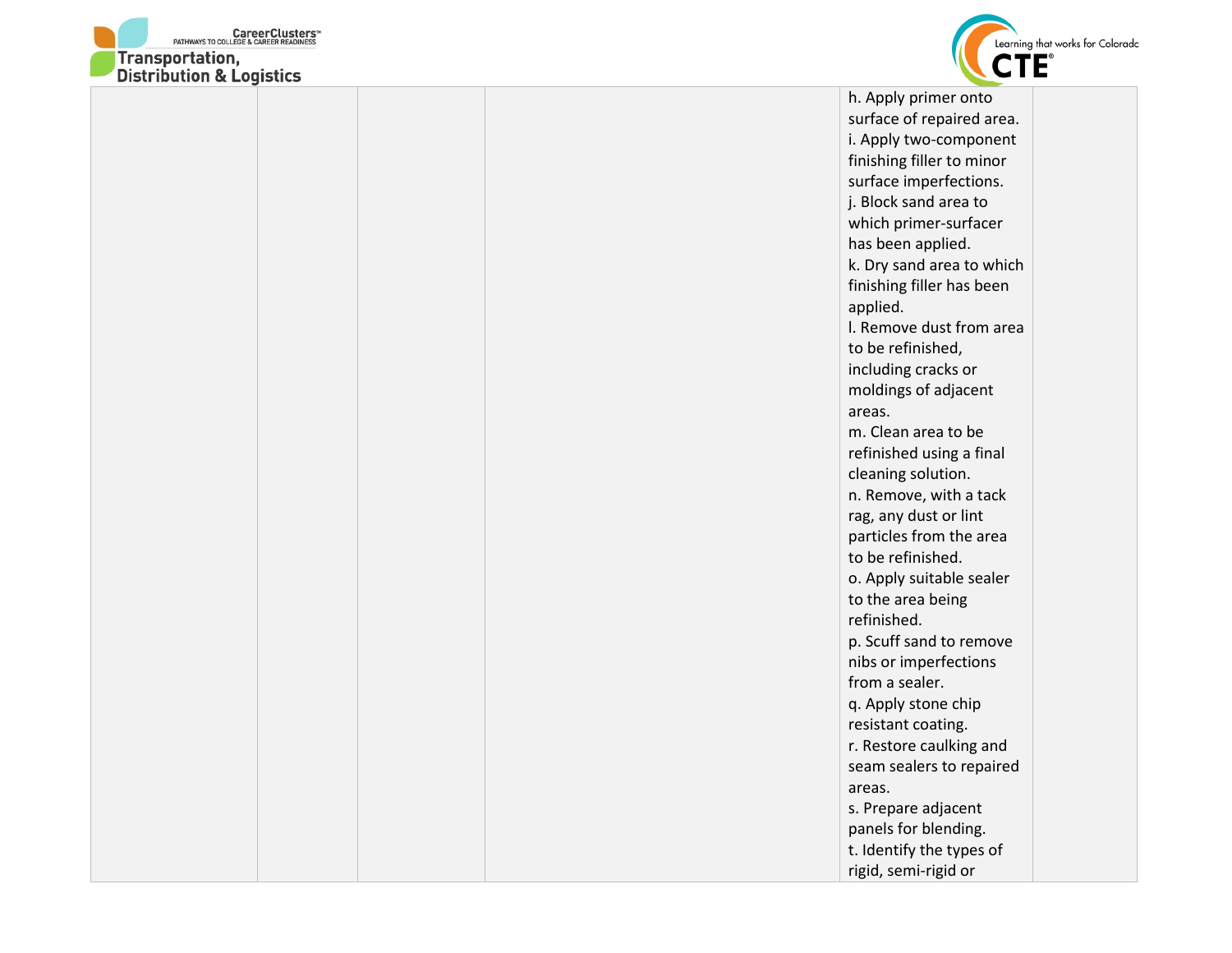|  |  |  |  | h. Apply primer onto surface of repaired area.<br>i. Apply two-component finishing filler to minor surface imperfections.<br>j. Block sand area to which primer-surfacer has been applied.<br>k. Dry sand area to which finishing filler has been applied.<br>l. Remove dust from area to be refinished, including cracks or moldings of adjacent areas.<br>m. Clean area to be refinished using a final cleaning solution.<br>n. Remove, with a tack rag, any dust or lint particles from the area to be refinished.<br>o. Apply suitable sealer to the area being refinished.<br>p. Scuff sand to remove nibs or imperfections from a sealer.<br>q. Apply stone chip resistant coating.<br>r. Restore caulking and seam sealers to repaired areas.<br>s. Prepare adjacent panels for blending.<br>t. Identify the types of rigid, semi-rigid or |  |
|---|---|---|---|---|---|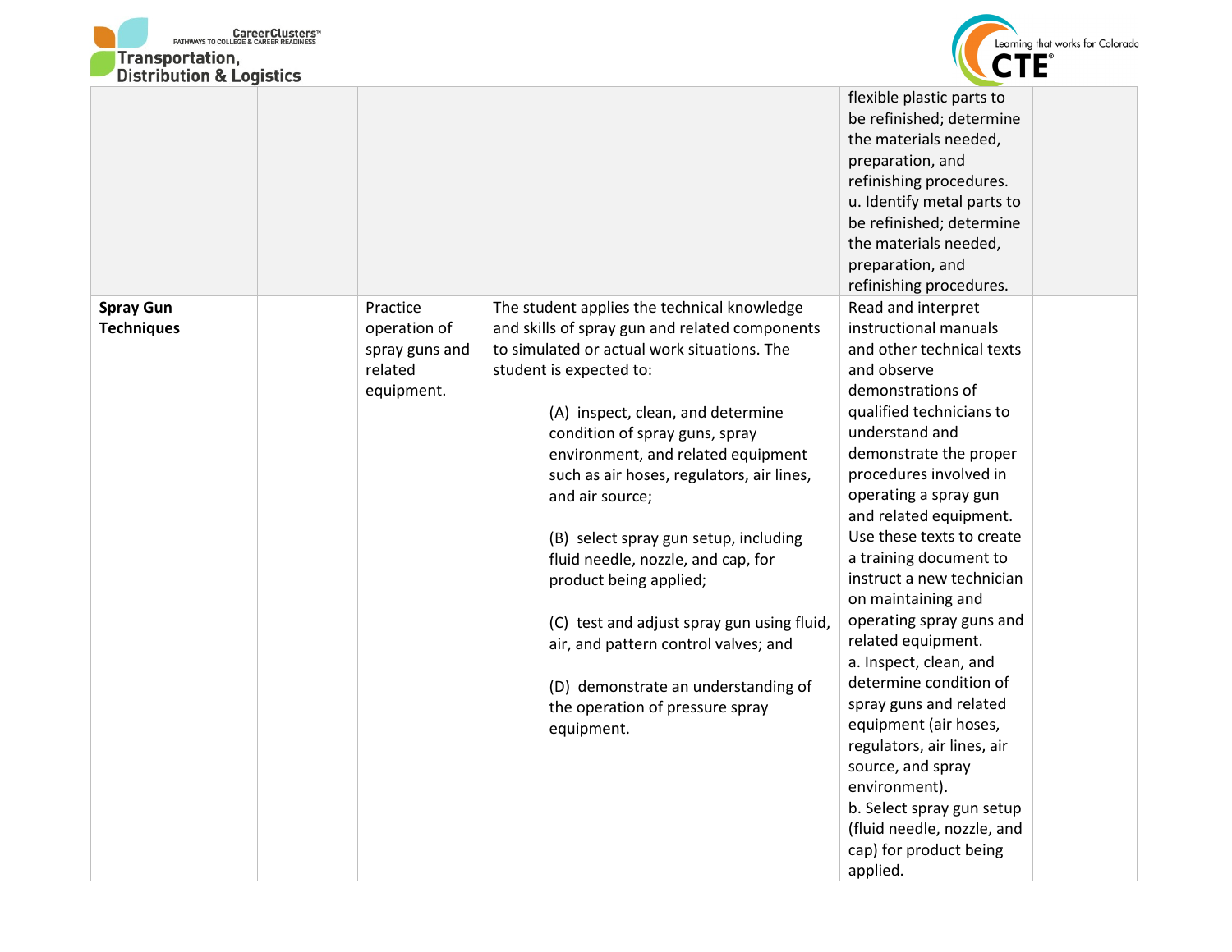| | | | | | |
|---|---|---|---|---|---|
| | | | | flexible plastic parts to be refinished; determine the materials needed, preparation, and refinishing procedures.<br>u. Identify metal parts to be refinished; determine the materials needed, preparation, and refinishing procedures. | |
| **Spray Gun Techniques** | | Practice operation of spray guns and related equipment. | The student applies the technical knowledge and skills of spray gun and related components to simulated or actual work situations. The student is expected to:<br><br>(A) inspect, clean, and determine condition of spray guns, spray environment, and related equipment such as air hoses, regulators, air lines, and air source;<br><br>(B) select spray gun setup, including fluid needle, nozzle, and cap, for product being applied;<br><br>(C) test and adjust spray gun using fluid, air, and pattern control valves; and<br><br>(D) demonstrate an understanding of the operation of pressure spray equipment. | Read and interpret instructional manuals and other technical texts and observe demonstrations of qualified technicians to understand and demonstrate the proper procedures involved in operating a spray gun and related equipment. Use these texts to create a training document to instruct a new technician on maintaining and operating spray guns and related equipment.<br>a. Inspect, clean, and determine condition of spray guns and related equipment (air hoses, regulators, air lines, air source, and spray environment).<br>b. Select spray gun setup (fluid needle, nozzle, and cap) for product being applied. | |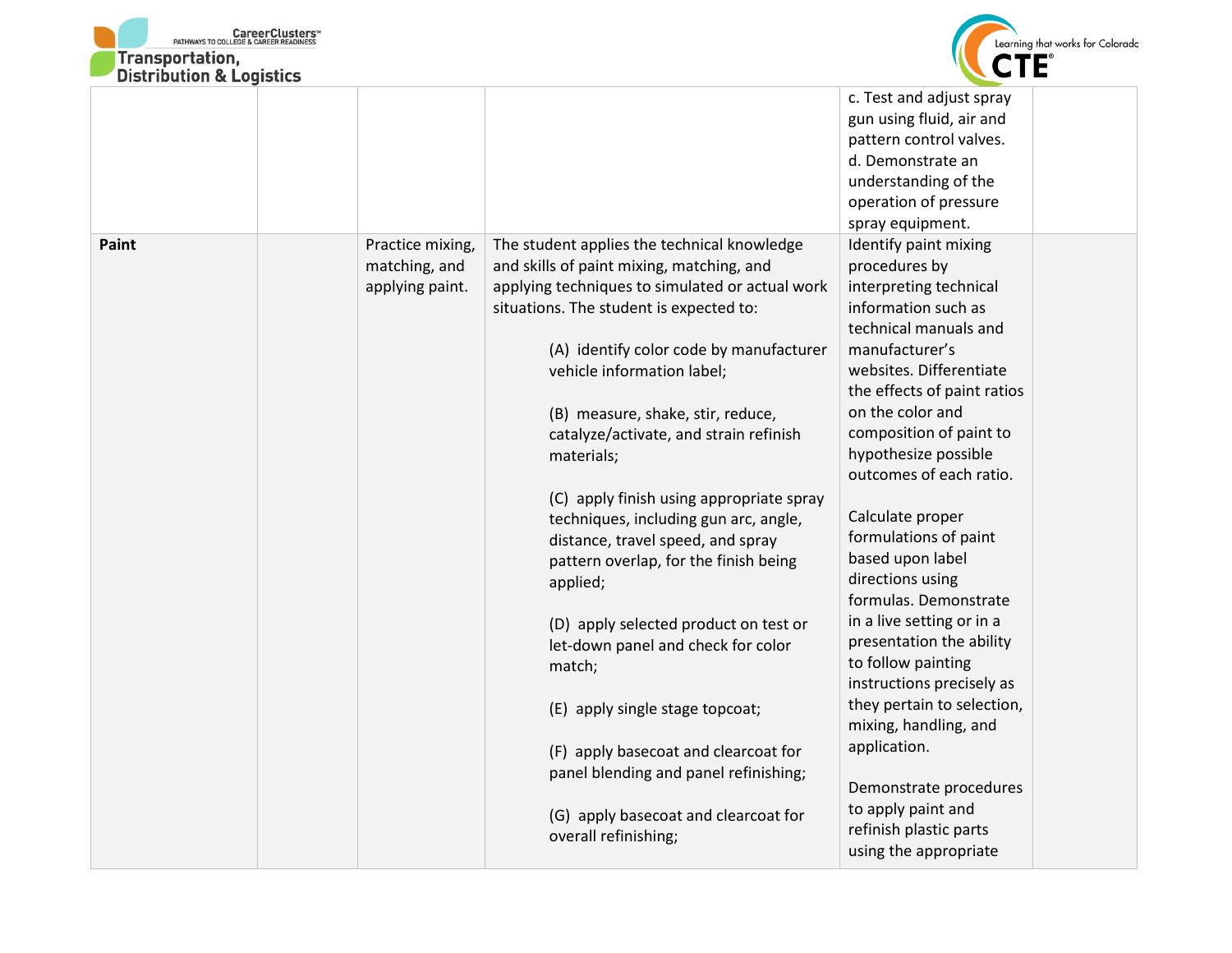| | | | | | |
|---|---|---|---|---|---|
| | | | | c. Test and adjust spray gun using fluid, air and pattern control valves.<br>d. Demonstrate an understanding of the operation of pressure spray equipment. | |
| **Paint** | | Practice mixing, matching, and applying paint. | The student applies the technical knowledge and skills of paint mixing, matching, and applying techniques to simulated or actual work situations. The student is expected to:<br><br>(A) identify color code by manufacturer vehicle information label;<br><br>(B) measure, shake, stir, reduce, catalyze/activate, and strain refinish materials;<br><br>(C) apply finish using appropriate spray techniques, including gun arc, angle, distance, travel speed, and spray pattern overlap, for the finish being applied;<br><br>(D) apply selected product on test or let-down panel and check for color match;<br><br>(E) apply single stage topcoat;<br><br>(F) apply basecoat and clearcoat for panel blending and panel refinishing;<br><br>(G) apply basecoat and clearcoat for overall refinishing; | Identify paint mixing procedures by interpreting technical information such as technical manuals and manufacturer's websites. Differentiate the effects of paint ratios on the color and composition of paint to hypothesize possible outcomes of each ratio.<br><br>Calculate proper formulations of paint based upon label directions using formulas. Demonstrate in a live setting or in a presentation the ability to follow painting instructions precisely as they pertain to selection, mixing, handling, and application.<br><br>Demonstrate procedures to apply paint and refinish plastic parts using the appropriate | |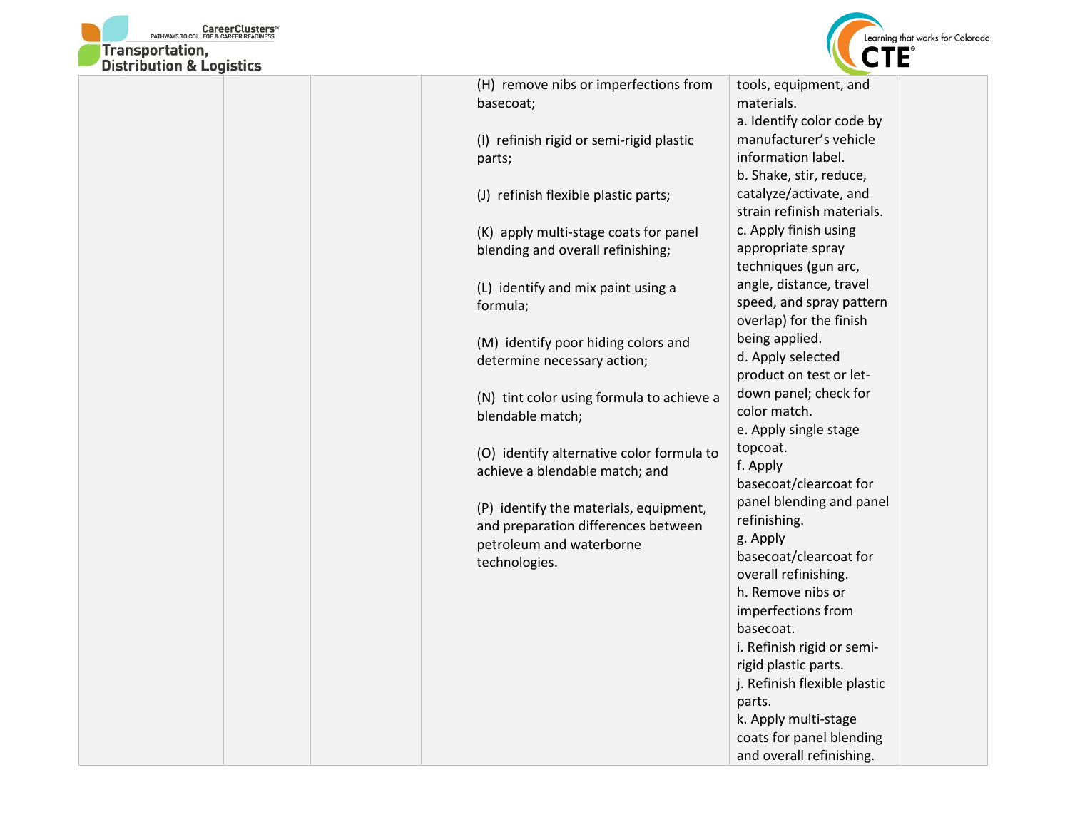|  |  |  | (H) remove nibs or imperfections from basecoat;<br><br>(I) refinish rigid or semi-rigid plastic parts;<br><br>(J) refinish flexible plastic parts;<br><br>(K) apply multi-stage coats for panel blending and overall refinishing;<br><br>(L) identify and mix paint using a formula;<br><br>(M) identify poor hiding colors and determine necessary action;<br><br>(N) tint color using formula to achieve a blendable match;<br><br>(O) identify alternative color formula to achieve a blendable match; and<br><br>(P) identify the materials, equipment, and preparation differences between petroleum and waterborne technologies. | tools, equipment, and materials.<br>a. Identify color code by manufacturer's vehicle information label.<br>b. Shake, stir, reduce, catalyze/activate, and strain refinish materials.<br>c. Apply finish using appropriate spray techniques (gun arc, angle, distance, travel speed, and spray pattern overlap) for the finish being applied.<br>d. Apply selected product on test or let-down panel; check for color match.<br>e. Apply single stage topcoat.<br>f. Apply basecoat/clearcoat for panel blending and panel refinishing.<br>g. Apply basecoat/clearcoat for overall refinishing.<br>h. Remove nibs or imperfections from basecoat.<br>i. Refinish rigid or semi-rigid plastic parts.<br>j. Refinish flexible plastic parts.<br>k. Apply multi-stage coats for panel blending and overall refinishing. |  |
|---|---|---|---|---|---|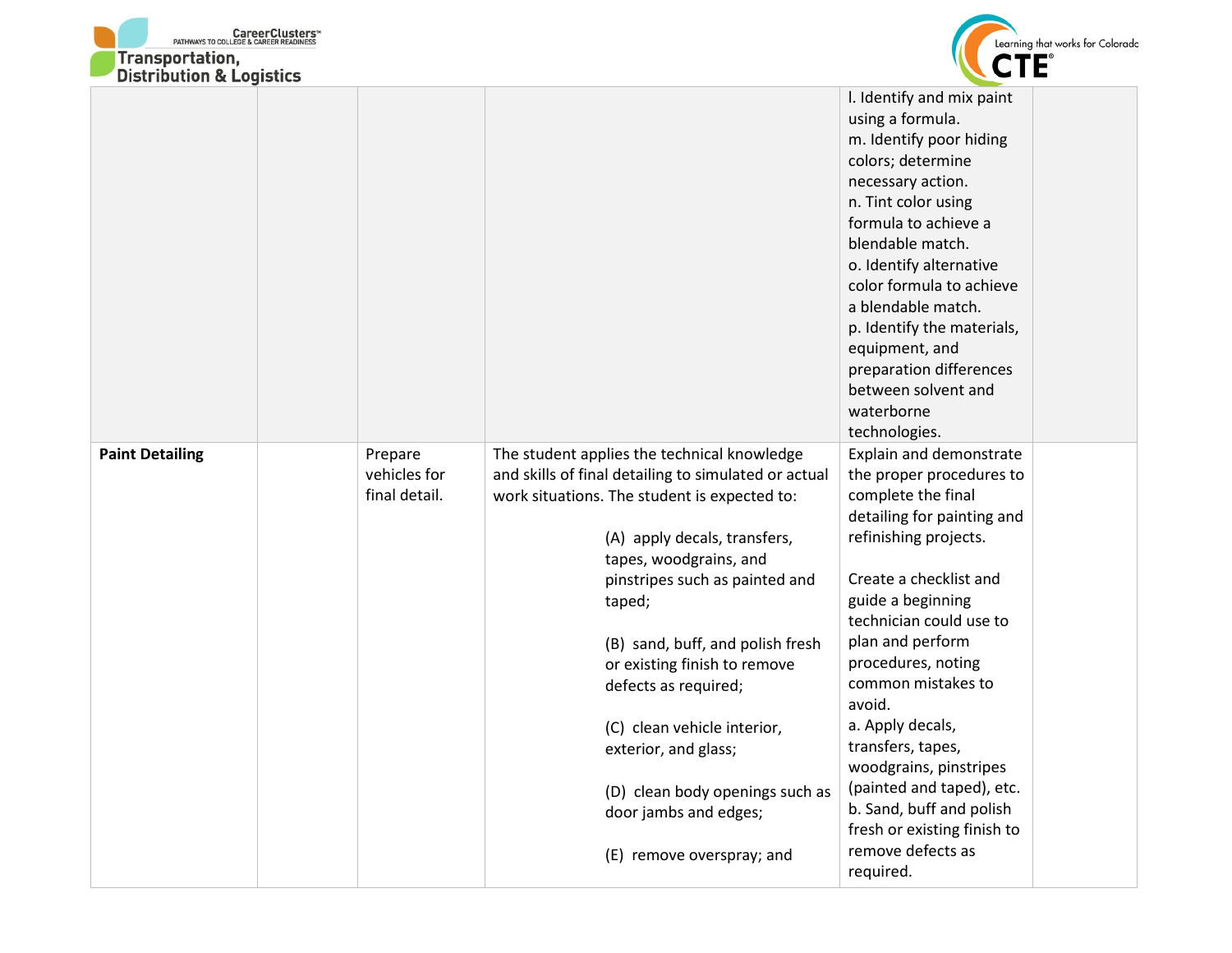| | | | | | |
|---|---|---|---|---|---|
| | | | | l. Identify and mix paint using a formula.<br>m. Identify poor hiding colors; determine necessary action.<br>n. Tint color using formula to achieve a blendable match.<br>o. Identify alternative color formula to achieve a blendable match.<br>p. Identify the materials, equipment, and preparation differences between solvent and waterborne technologies. | |
| **Paint Detailing** | | Prepare vehicles for final detail. | The student applies the technical knowledge and skills of final detailing to simulated or actual work situations. The student is expected to:<br><br>(A) apply decals, transfers, tapes, woodgrains, and pinstripes such as painted and taped;<br><br>(B) sand, buff, and polish fresh or existing finish to remove defects as required;<br><br>(C) clean vehicle interior, exterior, and glass;<br><br>(D) clean body openings such as door jambs and edges;<br><br>(E) remove overspray; and | Explain and demonstrate the proper procedures to complete the final detailing for painting and refinishing projects.<br><br>Create a checklist and guide a beginning technician could use to plan and perform procedures, noting common mistakes to avoid.<br>a. Apply decals, transfers, tapes, woodgrains, pinstripes (painted and taped), etc.<br>b. Sand, buff and polish fresh or existing finish to remove defects as required. | |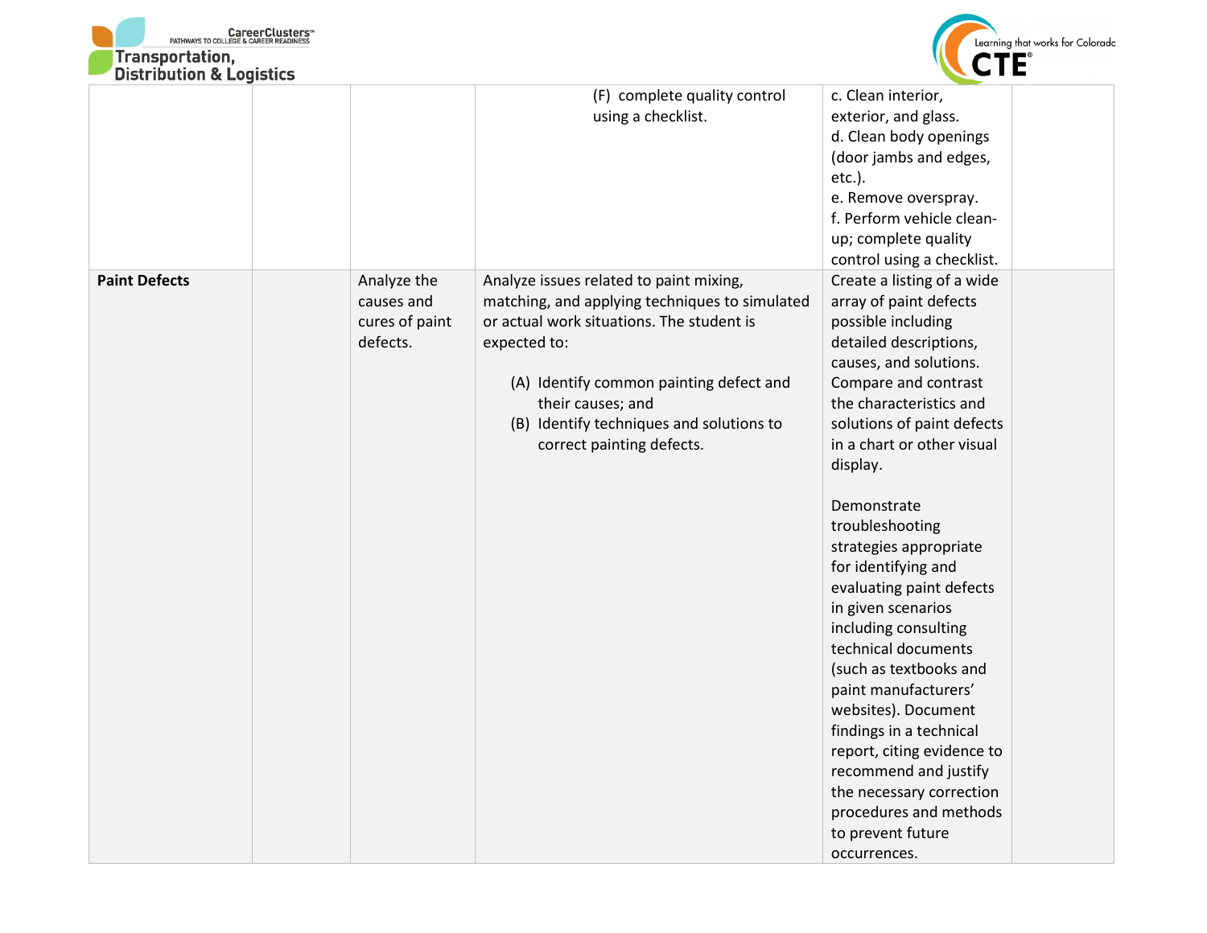|  |  |  |  |  |  |
|---|---|---|---|---|---|
|  |  |  | (F) complete quality control using a checklist. | c. Clean interior, exterior, and glass.<br>d. Clean body openings (door jambs and edges, etc.).<br>e. Remove overspray.<br>f. Perform vehicle clean-up; complete quality control using a checklist. |  |
| **Paint Defects** |  | Analyze the causes and cures of paint defects. | Analyze issues related to paint mixing, matching, and applying techniques to simulated or actual work situations. The student is expected to:<br><br>(A) Identify common painting defect and their causes; and<br>(B) Identify techniques and solutions to correct painting defects. | Create a listing of a wide array of paint defects possible including detailed descriptions, causes, and solutions. Compare and contrast the characteristics and solutions of paint defects in a chart or other visual display.<br><br>Demonstrate troubleshooting strategies appropriate for identifying and evaluating paint defects in given scenarios including consulting technical documents (such as textbooks and paint manufacturers' websites). Document findings in a technical report, citing evidence to recommend and justify the necessary correction procedures and methods to prevent future occurrences. |  |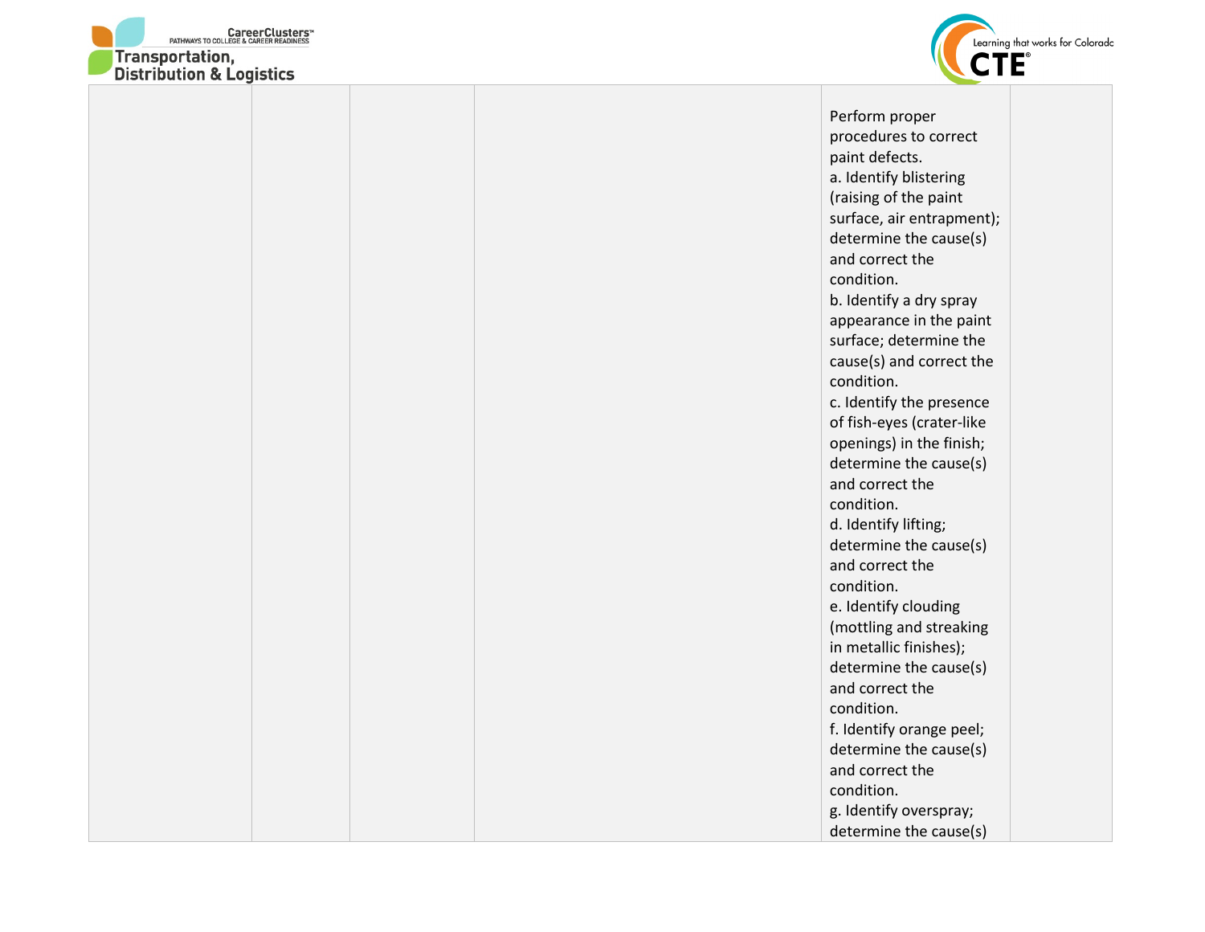| | | | | | |
|---|---|---|---|---|---|
| | | | | Perform proper procedures to correct paint defects.<br>a. Identify blistering (raising of the paint surface, air entrapment); determine the cause(s) and correct the condition.<br>b. Identify a dry spray appearance in the paint surface; determine the cause(s) and correct the condition.<br>c. Identify the presence of fish-eyes (crater-like openings) in the finish; determine the cause(s) and correct the condition.<br>d. Identify lifting; determine the cause(s) and correct the condition.<br>e. Identify clouding (mottling and streaking in metallic finishes); determine the cause(s) and correct the condition.<br>f. Identify orange peel; determine the cause(s) and correct the condition.<br>g. Identify overspray; determine the cause(s) | |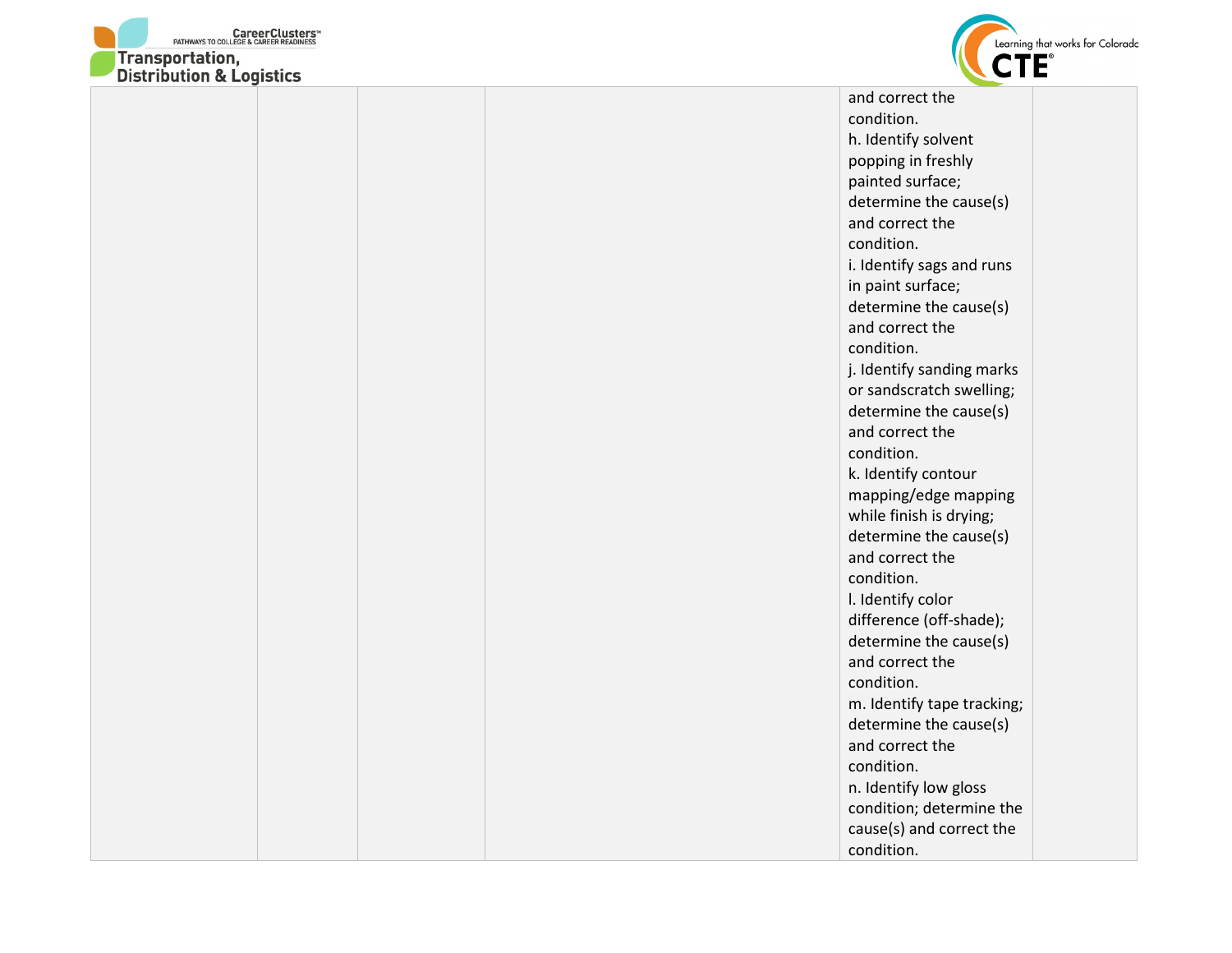| | | | | | |
|---|---|---|---|---|---|
| | | | | and correct the condition.<br>h. Identify solvent popping in freshly painted surface; determine the cause(s) and correct the condition.<br>i. Identify sags and runs in paint surface; determine the cause(s) and correct the condition.<br>j. Identify sanding marks or sandscratch swelling; determine the cause(s) and correct the condition.<br>k. Identify contour mapping/edge mapping while finish is drying; determine the cause(s) and correct the condition.<br>l. Identify color difference (off-shade); determine the cause(s) and correct the condition.<br>m. Identify tape tracking; determine the cause(s) and correct the condition.<br>n. Identify low gloss condition; determine the cause(s) and correct the condition. | |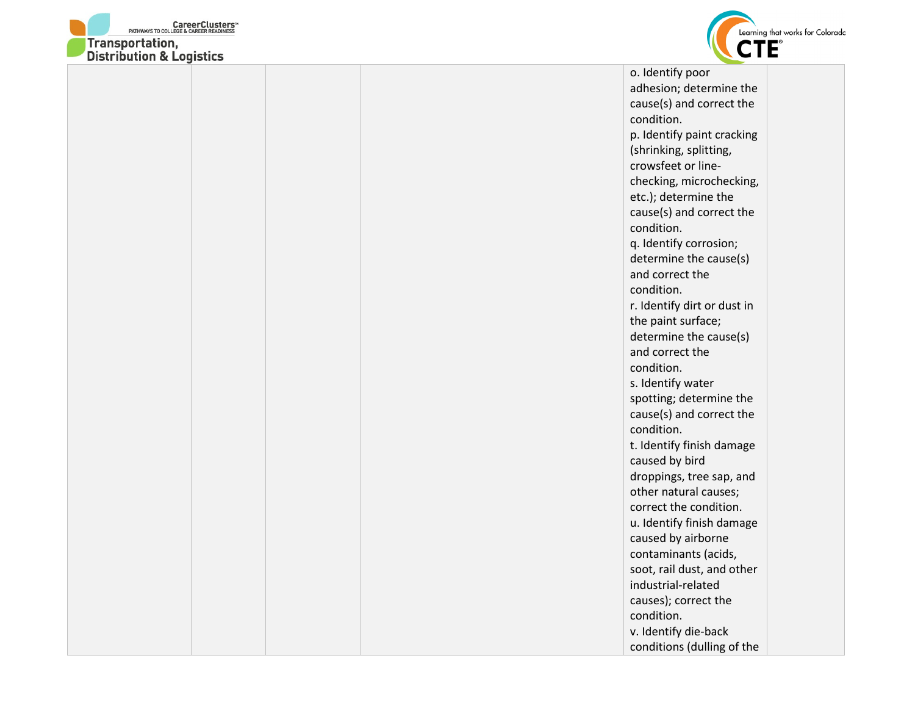| | | | | | |
|---|---|---|---|---|---|
| | | | | o. Identify poor adhesion; determine the cause(s) and correct the condition.<br>p. Identify paint cracking (shrinking, splitting, crowsfeet or line-checking, microchecking, etc.); determine the cause(s) and correct the condition.<br>q. Identify corrosion; determine the cause(s) and correct the condition.<br>r. Identify dirt or dust in the paint surface; determine the cause(s) and correct the condition.<br>s. Identify water spotting; determine the cause(s) and correct the condition.<br>t. Identify finish damage caused by bird droppings, tree sap, and other natural causes; correct the condition.<br>u. Identify finish damage caused by airborne contaminants (acids, soot, rail dust, and other industrial-related causes); correct the condition.<br>v. Identify die-back conditions (dulling of the | |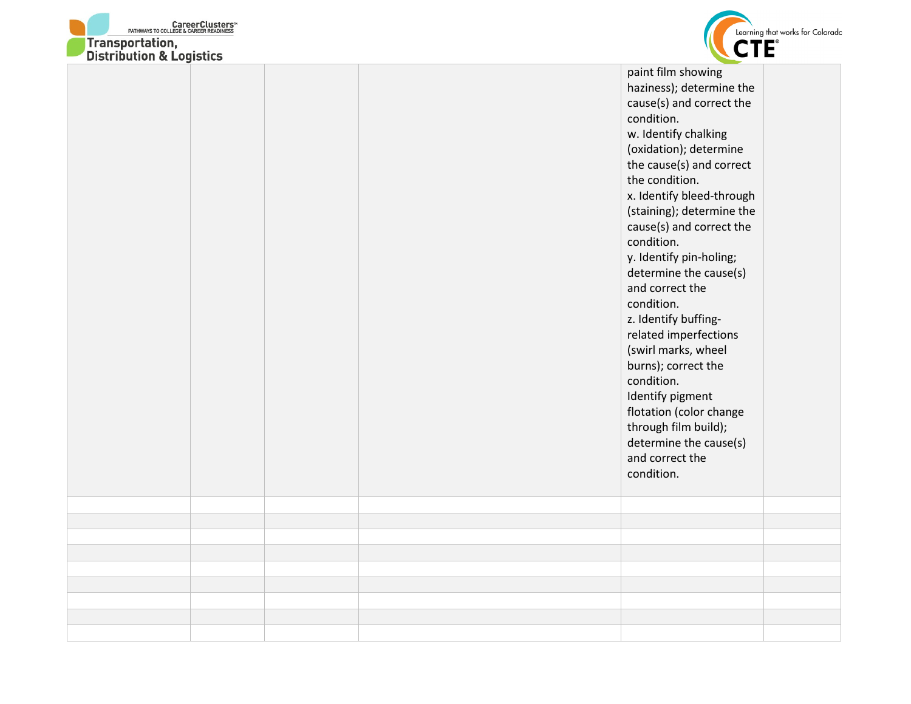| | | | | | |
|---|---|---|---|---|---|
| | | | | paint film showing haziness); determine the cause(s) and correct the condition.<br>w. Identify chalking (oxidation); determine the cause(s) and correct the condition.<br>x. Identify bleed-through (staining); determine the cause(s) and correct the condition.<br>y. Identify pin-holing; determine the cause(s) and correct the condition.<br>z. Identify buffing-related imperfections (swirl marks, wheel burns); correct the condition.<br>Identify pigment flotation (color change through film build); determine the cause(s) and correct the condition. | |
| | | | | | |
| | | | | | |
| | | | | | |
| | | | | | |
| | | | | | |
| | | | | | |
| | | | | | |
| | | | | | |
| | | | | | |